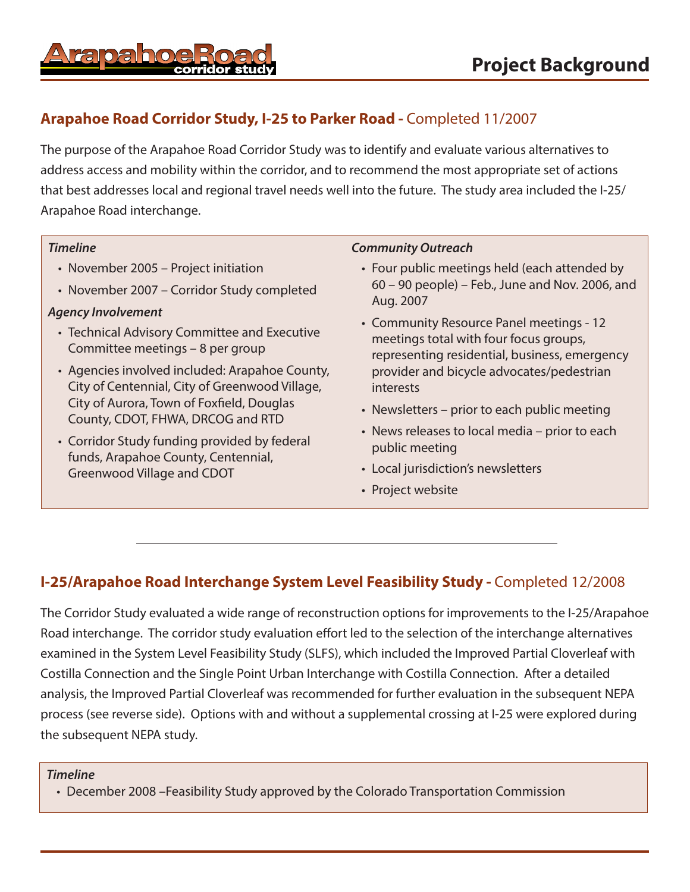# Arapahoe Road corridor study

# Project Background

## Arapahoe Road Corridor Study, I-25 to Parker Road - Completed 11/2007

The purpose of the Arapahoe Road Corridor Study was to identify and evaluate various alternatives to address access and mobility within the corridor, and to recommend the most appropriate set of actions that best addresses local and regional travel needs well into the future. The study area included the I-25/ Arapahoe Road interchange.

***Timeline***

- November 2005 – Project initiation
- November 2007 – Corridor Study completed

***Agency Involvement***

- Technical Advisory Committee and Executive Committee meetings – 8 per group
- Agencies involved included: Arapahoe County, City of Centennial, City of Greenwood Village, City of Aurora, Town of Foxfield, Douglas County, CDOT, FHWA, DRCOG and RTD
- Corridor Study funding provided by federal funds, Arapahoe County, Centennial, Greenwood Village and CDOT

***Community Outreach***

- Four public meetings held (each attended by 60 – 90 people) – Feb., June and Nov. 2006, and Aug. 2007
- Community Resource Panel meetings - 12 meetings total with four focus groups, representing residential, business, emergency provider and bicycle advocates/pedestrian interests
- Newsletters – prior to each public meeting
- News releases to local media – prior to each public meeting
- Local jurisdiction's newsletters
- Project website

## I-25/Arapahoe Road Interchange System Level Feasibility Study - Completed 12/2008

The Corridor Study evaluated a wide range of reconstruction options for improvements to the I-25/Arapahoe Road interchange. The corridor study evaluation effort led to the selection of the interchange alternatives examined in the System Level Feasibility Study (SLFS), which included the Improved Partial Cloverleaf with Costilla Connection and the Single Point Urban Interchange with Costilla Connection. After a detailed analysis, the Improved Partial Cloverleaf was recommended for further evaluation in the subsequent NEPA process (see reverse side). Options with and without a supplemental crossing at I-25 were explored during the subsequent NEPA study.

***Timeline***

- December 2008 –Feasibility Study approved by the Colorado Transportation Commission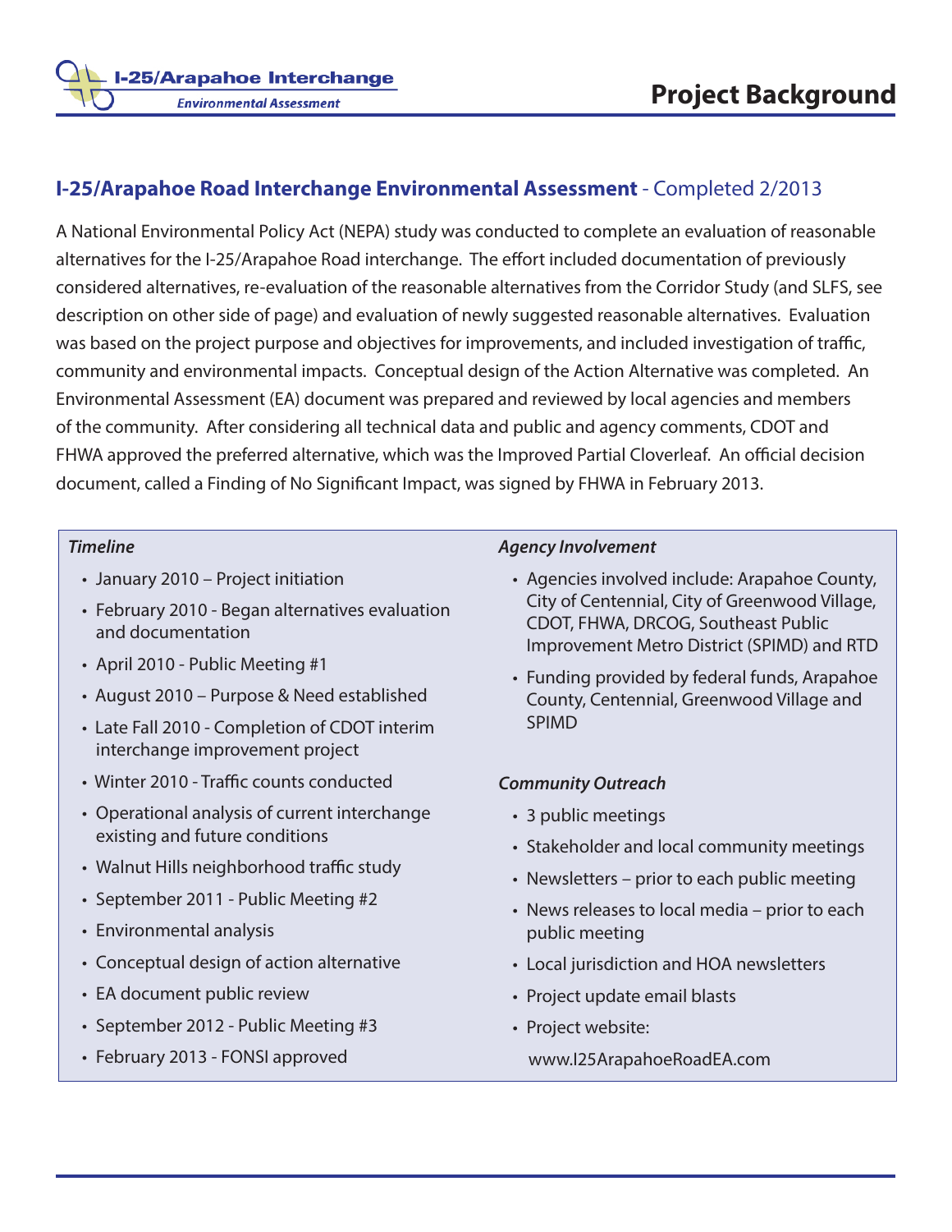# Project Background

## I-25/Arapahoe Road Interchange Environmental Assessment - Completed 2/2013

A National Environmental Policy Act (NEPA) study was conducted to complete an evaluation of reasonable alternatives for the I-25/Arapahoe Road interchange. The effort included documentation of previously considered alternatives, re-evaluation of the reasonable alternatives from the Corridor Study (and SLFS, see description on other side of page) and evaluation of newly suggested reasonable alternatives. Evaluation was based on the project purpose and objectives for improvements, and included investigation of traffic, community and environmental impacts. Conceptual design of the Action Alternative was completed. An Environmental Assessment (EA) document was prepared and reviewed by local agencies and members of the community. After considering all technical data and public and agency comments, CDOT and FHWA approved the preferred alternative, which was the Improved Partial Cloverleaf. An official decision document, called a Finding of No Significant Impact, was signed by FHWA in February 2013.

### *Timeline*

- January 2010 – Project initiation
- February 2010 - Began alternatives evaluation and documentation
- April 2010 - Public Meeting #1
- August 2010 – Purpose & Need established
- Late Fall 2010 - Completion of CDOT interim interchange improvement project
- Winter 2010 - Traffic counts conducted
- Operational analysis of current interchange existing and future conditions
- Walnut Hills neighborhood traffic study
- September 2011 - Public Meeting #2
- Environmental analysis
- Conceptual design of action alternative
- EA document public review
- September 2012 - Public Meeting #3
- February 2013 - FONSI approved

### *Agency Involvement*

- Agencies involved include: Arapahoe County, City of Centennial, City of Greenwood Village, CDOT, FHWA, DRCOG, Southeast Public Improvement Metro District (SPIMD) and RTD
- Funding provided by federal funds, Arapahoe County, Centennial, Greenwood Village and SPIMD

### *Community Outreach*

- 3 public meetings
- Stakeholder and local community meetings
- Newsletters – prior to each public meeting
- News releases to local media – prior to each public meeting
- Local jurisdiction and HOA newsletters
- Project update email blasts
- Project website: www.I25ArapahoeRoadEA.com